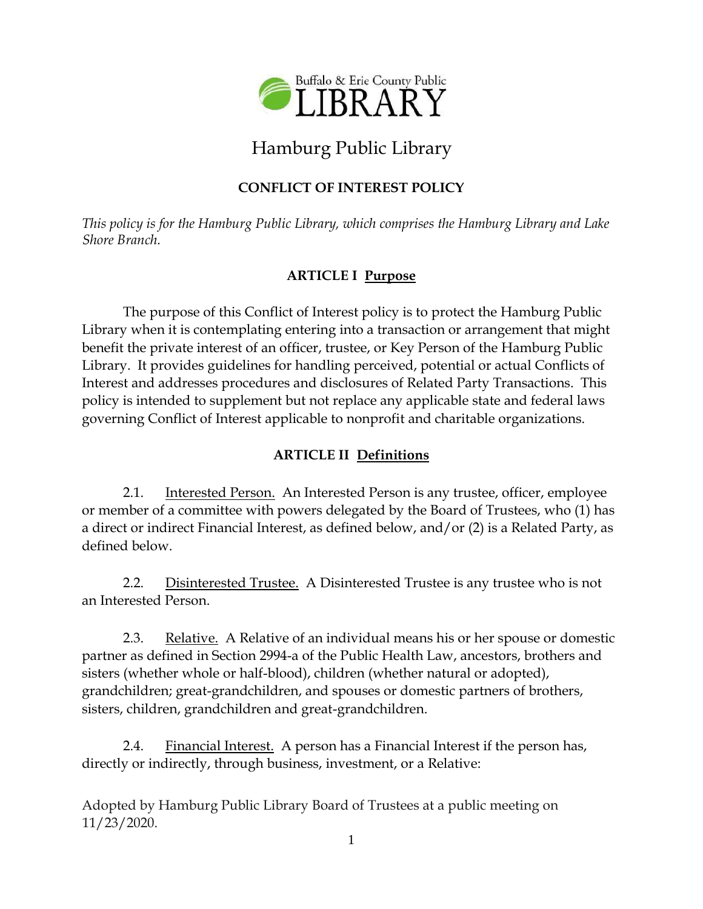Buffalo & Erie County Public LIBRARY

# Hamburg Public Library

## CONFLICT OF INTEREST POLICY

*This policy is for the Hamburg Public Library, which comprises the Hamburg Library and Lake Shore Branch.*

### ARTICLE I Purpose

The purpose of this Conflict of Interest policy is to protect the Hamburg Public Library when it is contemplating entering into a transaction or arrangement that might benefit the private interest of an officer, trustee, or Key Person of the Hamburg Public Library. It provides guidelines for handling perceived, potential or actual Conflicts of Interest and addresses procedures and disclosures of Related Party Transactions. This policy is intended to supplement but not replace any applicable state and federal laws governing Conflict of Interest applicable to nonprofit and charitable organizations.

### ARTICLE II Definitions

2.1. Interested Person. An Interested Person is any trustee, officer, employee or member of a committee with powers delegated by the Board of Trustees, who (1) has a direct or indirect Financial Interest, as defined below, and/or (2) is a Related Party, as defined below.

2.2. Disinterested Trustee. A Disinterested Trustee is any trustee who is not an Interested Person.

2.3. Relative. A Relative of an individual means his or her spouse or domestic partner as defined in Section 2994-a of the Public Health Law, ancestors, brothers and sisters (whether whole or half-blood), children (whether natural or adopted), grandchildren; great-grandchildren, and spouses or domestic partners of brothers, sisters, children, grandchildren and great-grandchildren.

2.4. Financial Interest. A person has a Financial Interest if the person has, directly or indirectly, through business, investment, or a Relative:

Adopted by Hamburg Public Library Board of Trustees at a public meeting on 11/23/2020.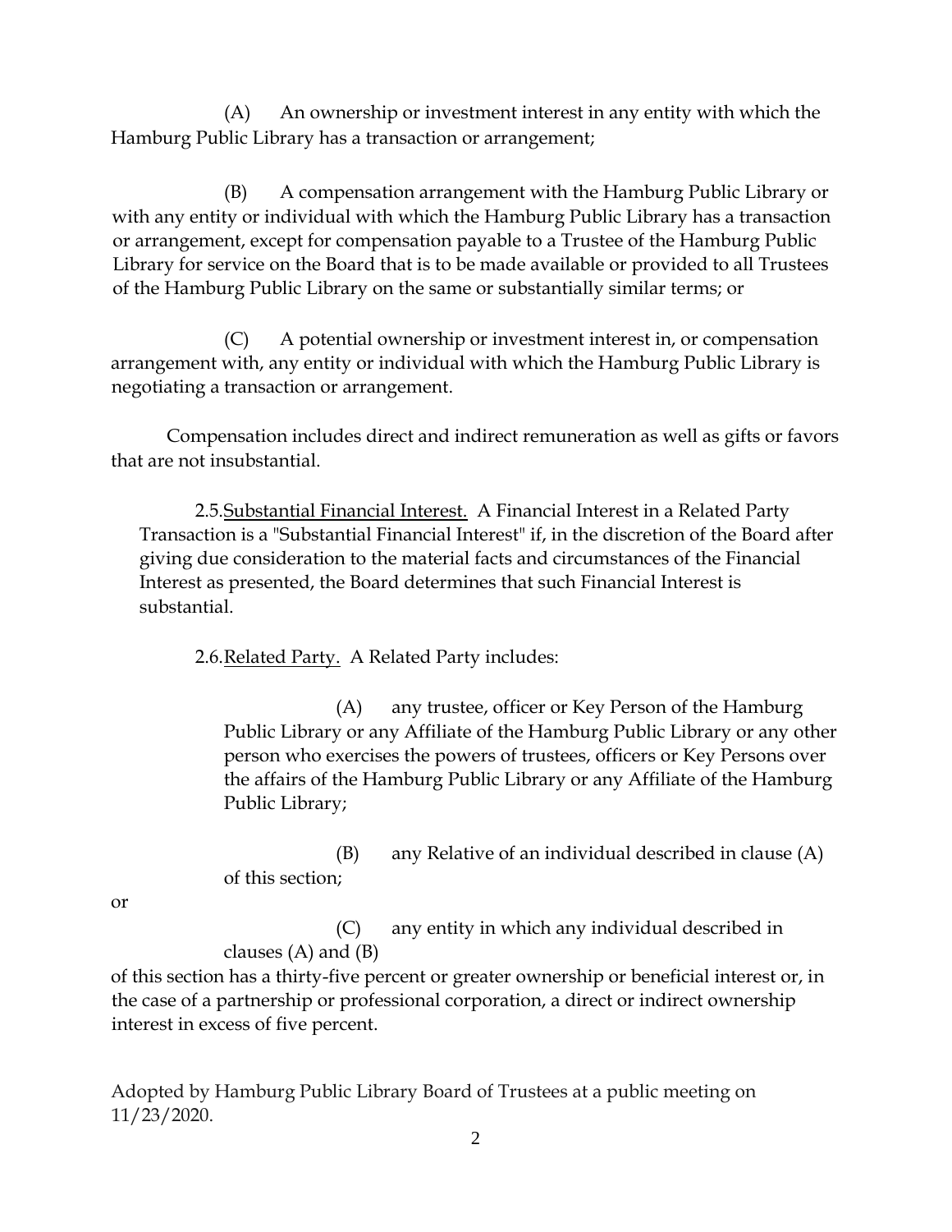(A) An ownership or investment interest in any entity with which the Hamburg Public Library has a transaction or arrangement;

(B) A compensation arrangement with the Hamburg Public Library or with any entity or individual with which the Hamburg Public Library has a transaction or arrangement, except for compensation payable to a Trustee of the Hamburg Public Library for service on the Board that is to be made available or provided to all Trustees of the Hamburg Public Library on the same or substantially similar terms; or

(C) A potential ownership or investment interest in, or compensation arrangement with, any entity or individual with which the Hamburg Public Library is negotiating a transaction or arrangement.

Compensation includes direct and indirect remuneration as well as gifts or favors that are not insubstantial.

2.5. Substantial Financial Interest. A Financial Interest in a Related Party Transaction is a "Substantial Financial Interest" if, in the discretion of the Board after giving due consideration to the material facts and circumstances of the Financial Interest as presented, the Board determines that such Financial Interest is substantial.

2.6. Related Party. A Related Party includes:

(A) any trustee, officer or Key Person of the Hamburg Public Library or any Affiliate of the Hamburg Public Library or any other person who exercises the powers of trustees, officers or Key Persons over the affairs of the Hamburg Public Library or any Affiliate of the Hamburg Public Library;

(B) any Relative of an individual described in clause (A) of this section;

or

(C) any entity in which any individual described in clauses (A) and (B) of this section has a thirty-five percent or greater ownership or beneficial interest or, in the case of a partnership or professional corporation, a direct or indirect ownership interest in excess of five percent.

Adopted by Hamburg Public Library Board of Trustees at a public meeting on 11/23/2020.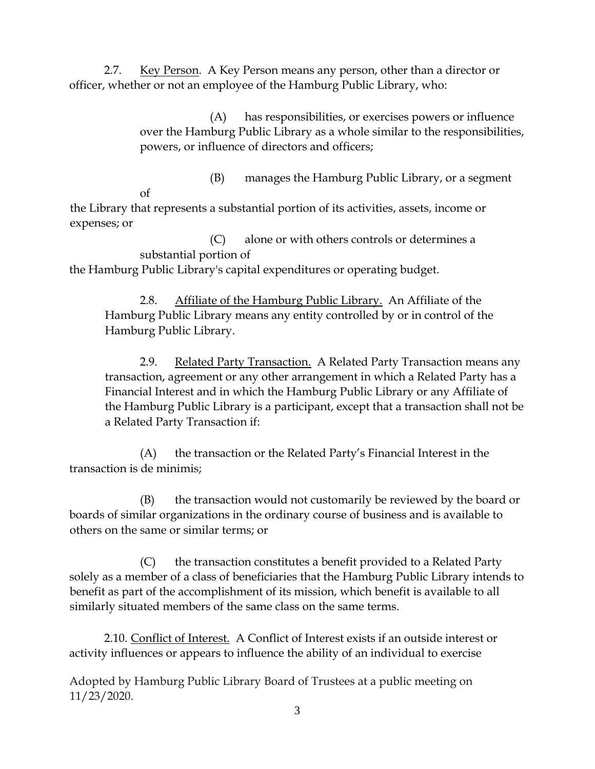2.7. Key Person. A Key Person means any person, other than a director or officer, whether or not an employee of the Hamburg Public Library, who:

(A) has responsibilities, or exercises powers or influence over the Hamburg Public Library as a whole similar to the responsibilities, powers, or influence of directors and officers;

(B) manages the Hamburg Public Library, or a segment of the Library that represents a substantial portion of its activities, assets, income or expenses; or

(C) alone or with others controls or determines a substantial portion of the Hamburg Public Library's capital expenditures or operating budget.

2.8. Affiliate of the Hamburg Public Library. An Affiliate of the Hamburg Public Library means any entity controlled by or in control of the Hamburg Public Library.

2.9. Related Party Transaction. A Related Party Transaction means any transaction, agreement or any other arrangement in which a Related Party has a Financial Interest and in which the Hamburg Public Library or any Affiliate of the Hamburg Public Library is a participant, except that a transaction shall not be a Related Party Transaction if:

(A) the transaction or the Related Party's Financial Interest in the transaction is de minimis;

(B) the transaction would not customarily be reviewed by the board or boards of similar organizations in the ordinary course of business and is available to others on the same or similar terms; or

(C) the transaction constitutes a benefit provided to a Related Party solely as a member of a class of beneficiaries that the Hamburg Public Library intends to benefit as part of the accomplishment of its mission, which benefit is available to all similarly situated members of the same class on the same terms.

2.10. Conflict of Interest. A Conflict of Interest exists if an outside interest or activity influences or appears to influence the ability of an individual to exercise

Adopted by Hamburg Public Library Board of Trustees at a public meeting on 11/23/2020.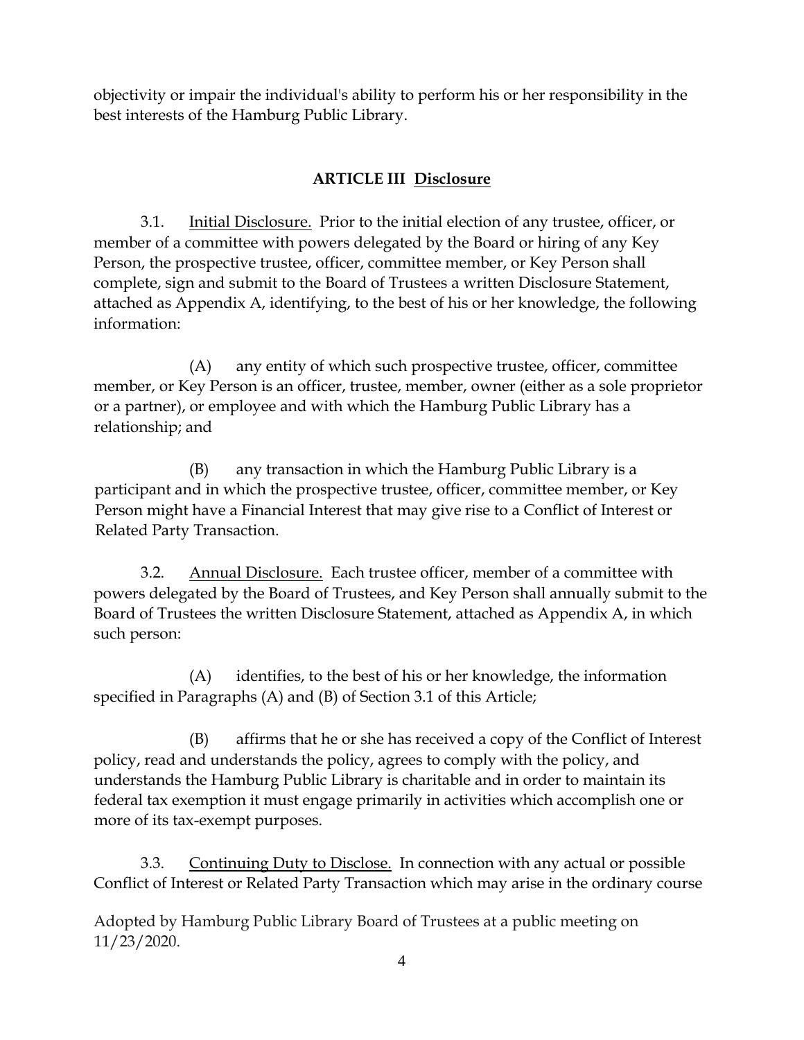objectivity or impair the individual's ability to perform his or her responsibility in the best interests of the Hamburg Public Library.

## ARTICLE III Disclosure

3.1. Initial Disclosure. Prior to the initial election of any trustee, officer, or member of a committee with powers delegated by the Board or hiring of any Key Person, the prospective trustee, officer, committee member, or Key Person shall complete, sign and submit to the Board of Trustees a written Disclosure Statement, attached as Appendix A, identifying, to the best of his or her knowledge, the following information:

(A) any entity of which such prospective trustee, officer, committee member, or Key Person is an officer, trustee, member, owner (either as a sole proprietor or a partner), or employee and with which the Hamburg Public Library has a relationship; and

(B) any transaction in which the Hamburg Public Library is a participant and in which the prospective trustee, officer, committee member, or Key Person might have a Financial Interest that may give rise to a Conflict of Interest or Related Party Transaction.

3.2. Annual Disclosure. Each trustee officer, member of a committee with powers delegated by the Board of Trustees, and Key Person shall annually submit to the Board of Trustees the written Disclosure Statement, attached as Appendix A, in which such person:

(A) identifies, to the best of his or her knowledge, the information specified in Paragraphs (A) and (B) of Section 3.1 of this Article;

(B) affirms that he or she has received a copy of the Conflict of Interest policy, read and understands the policy, agrees to comply with the policy, and understands the Hamburg Public Library is charitable and in order to maintain its federal tax exemption it must engage primarily in activities which accomplish one or more of its tax-exempt purposes.

3.3. Continuing Duty to Disclose. In connection with any actual or possible Conflict of Interest or Related Party Transaction which may arise in the ordinary course

Adopted by Hamburg Public Library Board of Trustees at a public meeting on 11/23/2020.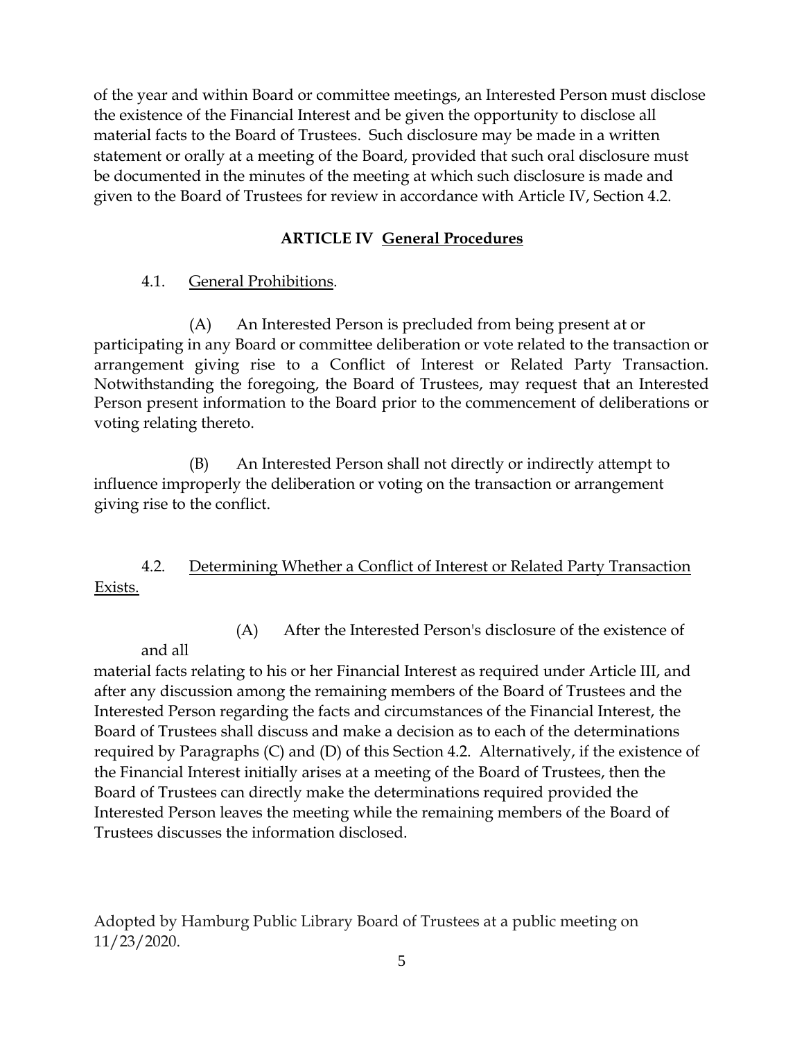of the year and within Board or committee meetings, an Interested Person must disclose the existence of the Financial Interest and be given the opportunity to disclose all material facts to the Board of Trustees. Such disclosure may be made in a written statement or orally at a meeting of the Board, provided that such oral disclosure must be documented in the minutes of the meeting at which such disclosure is made and given to the Board of Trustees for review in accordance with Article IV, Section 4.2.

## ARTICLE IV General Procedures

4.1. General Prohibitions.

(A) An Interested Person is precluded from being present at or participating in any Board or committee deliberation or vote related to the transaction or arrangement giving rise to a Conflict of Interest or Related Party Transaction. Notwithstanding the foregoing, the Board of Trustees, may request that an Interested Person present information to the Board prior to the commencement of deliberations or voting relating thereto.

(B) An Interested Person shall not directly or indirectly attempt to influence improperly the deliberation or voting on the transaction or arrangement giving rise to the conflict.

4.2. Determining Whether a Conflict of Interest or Related Party Transaction Exists.

(A) After the Interested Person's disclosure of the existence of and all material facts relating to his or her Financial Interest as required under Article III, and after any discussion among the remaining members of the Board of Trustees and the Interested Person regarding the facts and circumstances of the Financial Interest, the Board of Trustees shall discuss and make a decision as to each of the determinations required by Paragraphs (C) and (D) of this Section 4.2. Alternatively, if the existence of the Financial Interest initially arises at a meeting of the Board of Trustees, then the Board of Trustees can directly make the determinations required provided the Interested Person leaves the meeting while the remaining members of the Board of Trustees discusses the information disclosed.

Adopted by Hamburg Public Library Board of Trustees at a public meeting on 11/23/2020.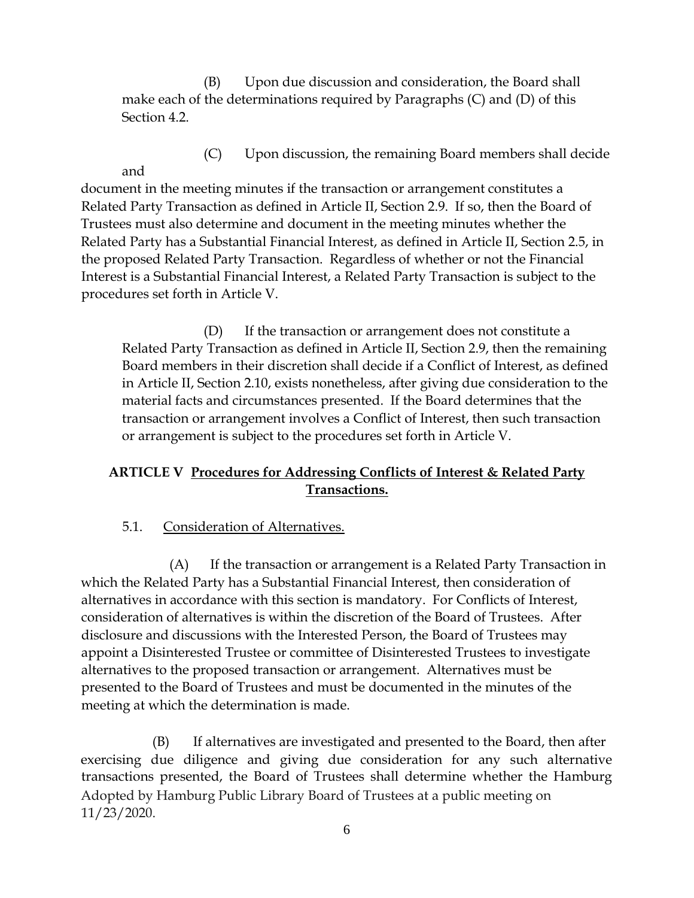(B) Upon due discussion and consideration, the Board shall make each of the determinations required by Paragraphs (C) and (D) of this Section 4.2.

(C) Upon discussion, the remaining Board members shall decide and document in the meeting minutes if the transaction or arrangement constitutes a Related Party Transaction as defined in Article II, Section 2.9. If so, then the Board of Trustees must also determine and document in the meeting minutes whether the Related Party has a Substantial Financial Interest, as defined in Article II, Section 2.5, in the proposed Related Party Transaction. Regardless of whether or not the Financial Interest is a Substantial Financial Interest, a Related Party Transaction is subject to the procedures set forth in Article V.

(D) If the transaction or arrangement does not constitute a Related Party Transaction as defined in Article II, Section 2.9, then the remaining Board members in their discretion shall decide if a Conflict of Interest, as defined in Article II, Section 2.10, exists nonetheless, after giving due consideration to the material facts and circumstances presented. If the Board determines that the transaction or arrangement involves a Conflict of Interest, then such transaction or arrangement is subject to the procedures set forth in Article V.

## ARTICLE V <u>Procedures for Addressing Conflicts of Interest & Related Party Transactions.</u>

5.1. <u>Consideration of Alternatives.</u>

(A) If the transaction or arrangement is a Related Party Transaction in which the Related Party has a Substantial Financial Interest, then consideration of alternatives in accordance with this section is mandatory. For Conflicts of Interest, consideration of alternatives is within the discretion of the Board of Trustees. After disclosure and discussions with the Interested Person, the Board of Trustees may appoint a Disinterested Trustee or committee of Disinterested Trustees to investigate alternatives to the proposed transaction or arrangement. Alternatives must be presented to the Board of Trustees and must be documented in the minutes of the meeting at which the determination is made.

(B) If alternatives are investigated and presented to the Board, then after exercising due diligence and giving due consideration for any such alternative transactions presented, the Board of Trustees shall determine whether the Hamburg

Adopted by Hamburg Public Library Board of Trustees at a public meeting on 11/23/2020.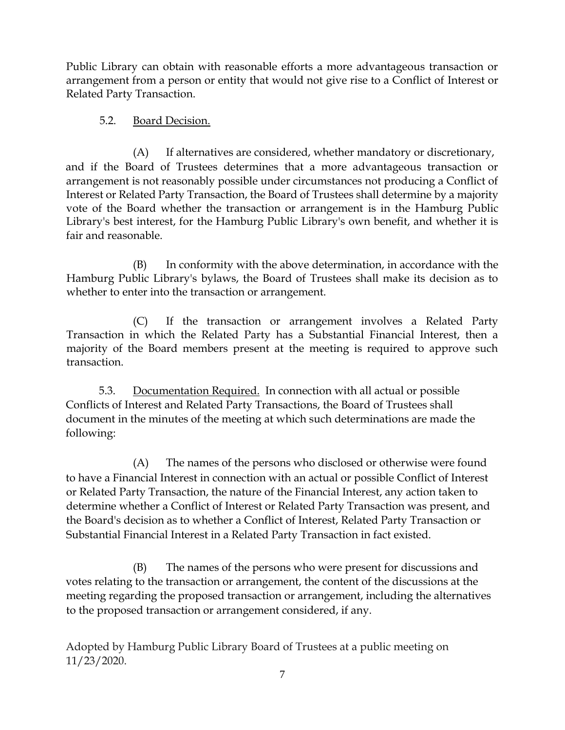Public Library can obtain with reasonable efforts a more advantageous transaction or arrangement from a person or entity that would not give rise to a Conflict of Interest or Related Party Transaction.

5.2. Board Decision.

(A) If alternatives are considered, whether mandatory or discretionary, and if the Board of Trustees determines that a more advantageous transaction or arrangement is not reasonably possible under circumstances not producing a Conflict of Interest or Related Party Transaction, the Board of Trustees shall determine by a majority vote of the Board whether the transaction or arrangement is in the Hamburg Public Library's best interest, for the Hamburg Public Library's own benefit, and whether it is fair and reasonable.

(B) In conformity with the above determination, in accordance with the Hamburg Public Library's bylaws, the Board of Trustees shall make its decision as to whether to enter into the transaction or arrangement.

(C) If the transaction or arrangement involves a Related Party Transaction in which the Related Party has a Substantial Financial Interest, then a majority of the Board members present at the meeting is required to approve such transaction.

5.3. Documentation Required. In connection with all actual or possible Conflicts of Interest and Related Party Transactions, the Board of Trustees shall document in the minutes of the meeting at which such determinations are made the following:

(A) The names of the persons who disclosed or otherwise were found to have a Financial Interest in connection with an actual or possible Conflict of Interest or Related Party Transaction, the nature of the Financial Interest, any action taken to determine whether a Conflict of Interest or Related Party Transaction was present, and the Board's decision as to whether a Conflict of Interest, Related Party Transaction or Substantial Financial Interest in a Related Party Transaction in fact existed.

(B) The names of the persons who were present for discussions and votes relating to the transaction or arrangement, the content of the discussions at the meeting regarding the proposed transaction or arrangement, including the alternatives to the proposed transaction or arrangement considered, if any.

Adopted by Hamburg Public Library Board of Trustees at a public meeting on 11/23/2020.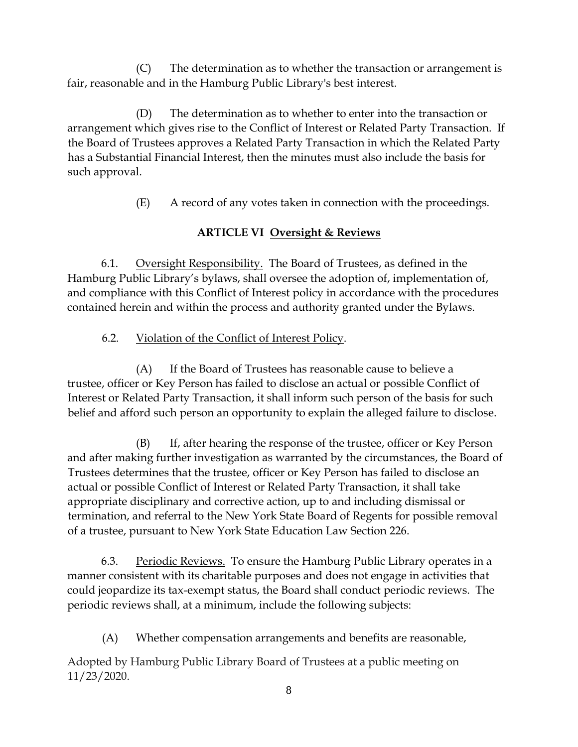(C) The determination as to whether the transaction or arrangement is fair, reasonable and in the Hamburg Public Library's best interest.

(D) The determination as to whether to enter into the transaction or arrangement which gives rise to the Conflict of Interest or Related Party Transaction. If the Board of Trustees approves a Related Party Transaction in which the Related Party has a Substantial Financial Interest, then the minutes must also include the basis for such approval.

(E) A record of any votes taken in connection with the proceedings.

## ARTICLE VI Oversight & Reviews

6.1. Oversight Responsibility. The Board of Trustees, as defined in the Hamburg Public Library's bylaws, shall oversee the adoption of, implementation of, and compliance with this Conflict of Interest policy in accordance with the procedures contained herein and within the process and authority granted under the Bylaws.

6.2. Violation of the Conflict of Interest Policy.

(A) If the Board of Trustees has reasonable cause to believe a trustee, officer or Key Person has failed to disclose an actual or possible Conflict of Interest or Related Party Transaction, it shall inform such person of the basis for such belief and afford such person an opportunity to explain the alleged failure to disclose.

(B) If, after hearing the response of the trustee, officer or Key Person and after making further investigation as warranted by the circumstances, the Board of Trustees determines that the trustee, officer or Key Person has failed to disclose an actual or possible Conflict of Interest or Related Party Transaction, it shall take appropriate disciplinary and corrective action, up to and including dismissal or termination, and referral to the New York State Board of Regents for possible removal of a trustee, pursuant to New York State Education Law Section 226.

6.3. Periodic Reviews. To ensure the Hamburg Public Library operates in a manner consistent with its charitable purposes and does not engage in activities that could jeopardize its tax-exempt status, the Board shall conduct periodic reviews. The periodic reviews shall, at a minimum, include the following subjects:

(A) Whether compensation arrangements and benefits are reasonable,

Adopted by Hamburg Public Library Board of Trustees at a public meeting on 11/23/2020.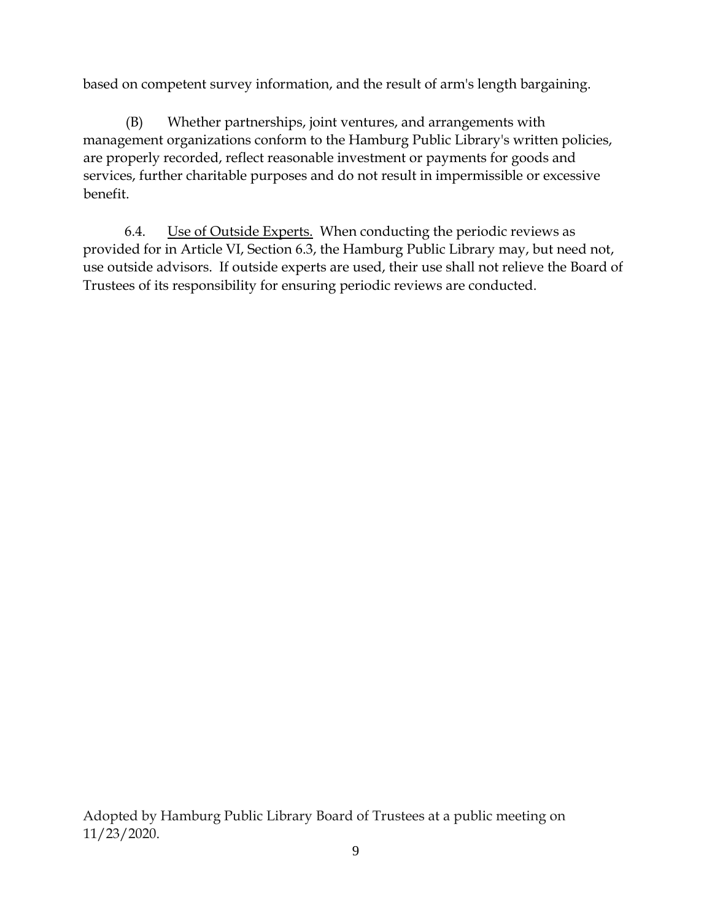based on competent survey information, and the result of arm's length bargaining.

(B) Whether partnerships, joint ventures, and arrangements with management organizations conform to the Hamburg Public Library's written policies, are properly recorded, reflect reasonable investment or payments for goods and services, further charitable purposes and do not result in impermissible or excessive benefit.

6.4. Use of Outside Experts. When conducting the periodic reviews as provided for in Article VI, Section 6.3, the Hamburg Public Library may, but need not, use outside advisors. If outside experts are used, their use shall not relieve the Board of Trustees of its responsibility for ensuring periodic reviews are conducted.

Adopted by Hamburg Public Library Board of Trustees at a public meeting on 11/23/2020.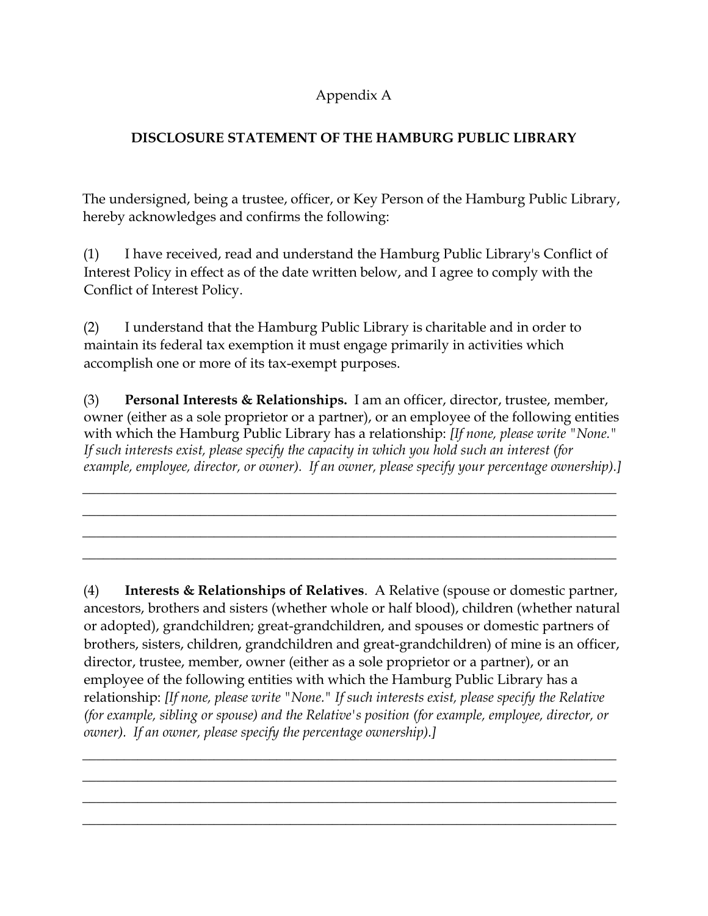Appendix A

## DISCLOSURE STATEMENT OF THE HAMBURG PUBLIC LIBRARY

The undersigned, being a trustee, officer, or Key Person of the Hamburg Public Library, hereby acknowledges and confirms the following:

(1) I have received, read and understand the Hamburg Public Library's Conflict of Interest Policy in effect as of the date written below, and I agree to comply with the Conflict of Interest Policy.

(2) I understand that the Hamburg Public Library is charitable and in order to maintain its federal tax exemption it must engage primarily in activities which accomplish one or more of its tax-exempt purposes.

(3) **Personal Interests & Relationships.** I am an officer, director, trustee, member, owner (either as a sole proprietor or a partner), or an employee of the following entities with which the Hamburg Public Library has a relationship: *[If none, please write "None." If such interests exist, please specify the capacity in which you hold such an interest (for example, employee, director, or owner). If an owner, please specify your percentage ownership).]*

________________________________________________________________________________
________________________________________________________________________________
________________________________________________________________________________
________________________________________________________________________________

(4) **Interests & Relationships of Relatives**. A Relative (spouse or domestic partner, ancestors, brothers and sisters (whether whole or half blood), children (whether natural or adopted), grandchildren; great-grandchildren, and spouses or domestic partners of brothers, sisters, children, grandchildren and great-grandchildren) of mine is an officer, director, trustee, member, owner (either as a sole proprietor or a partner), or an employee of the following entities with which the Hamburg Public Library has a relationship: *[If none, please write "None." If such interests exist, please specify the Relative (for example, sibling or spouse) and the Relative's position (for example, employee, director, or owner). If an owner, please specify the percentage ownership).]*

________________________________________________________________________________
________________________________________________________________________________
________________________________________________________________________________
________________________________________________________________________________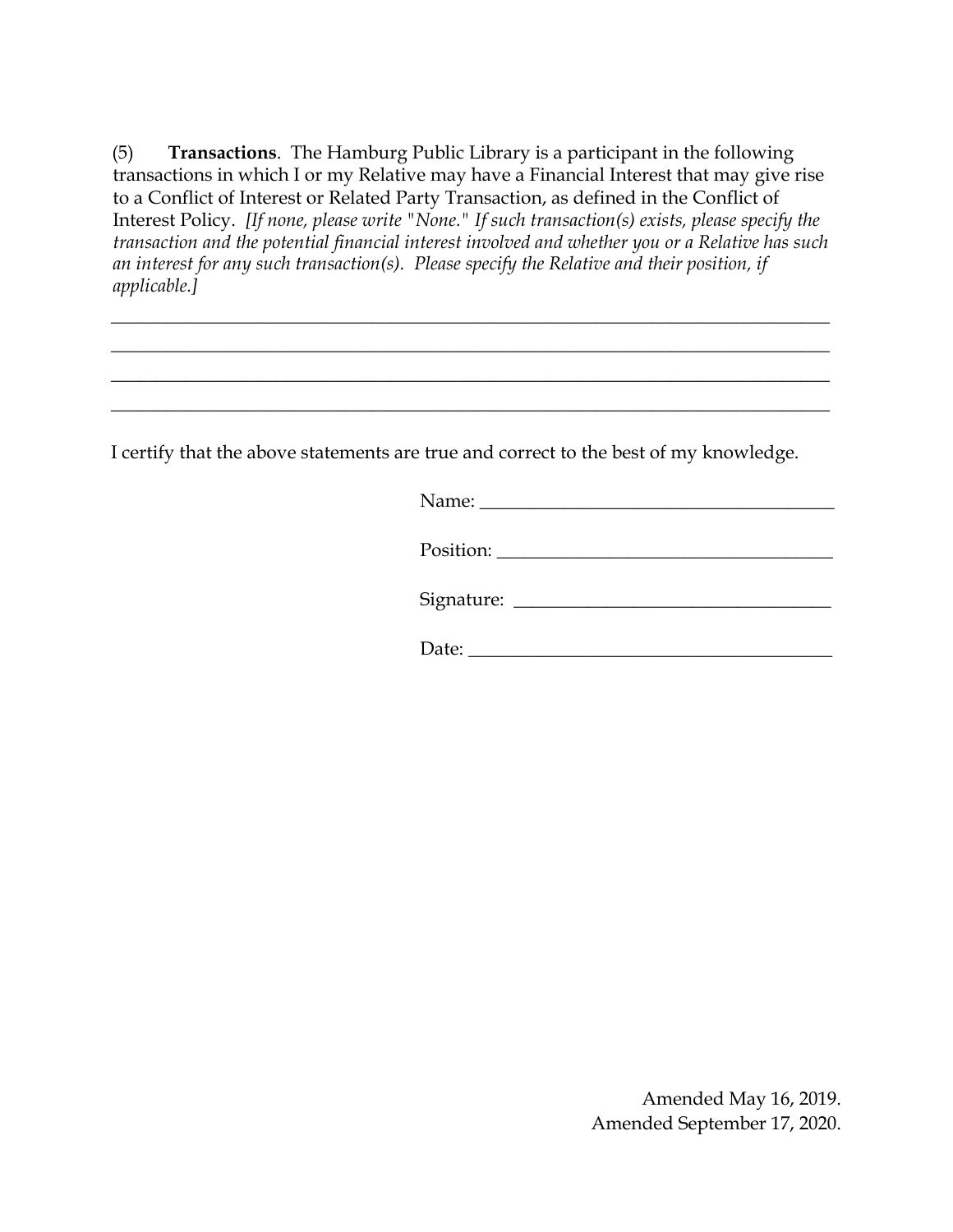(5) **Transactions**. The Hamburg Public Library is a participant in the following transactions in which I or my Relative may have a Financial Interest that may give rise to a Conflict of Interest or Related Party Transaction, as defined in the Conflict of Interest Policy. *[If none, please write "None." If such transaction(s) exists, please specify the transaction and the potential financial interest involved and whether you or a Relative has such an interest for any such transaction(s). Please specify the Relative and their position, if applicable.]*

\_\_\_\_\_\_\_\_\_\_\_\_\_\_\_\_\_\_\_\_\_\_\_\_\_\_\_\_\_\_\_\_\_\_\_\_\_\_\_\_\_\_\_\_\_\_\_\_\_\_\_\_\_\_\_\_\_\_\_\_\_\_\_\_\_\_\_\_\_\_\_\_\_\_\_\_

\_\_\_\_\_\_\_\_\_\_\_\_\_\_\_\_\_\_\_\_\_\_\_\_\_\_\_\_\_\_\_\_\_\_\_\_\_\_\_\_\_\_\_\_\_\_\_\_\_\_\_\_\_\_\_\_\_\_\_\_\_\_\_\_\_\_\_\_\_\_\_\_\_\_\_\_

\_\_\_\_\_\_\_\_\_\_\_\_\_\_\_\_\_\_\_\_\_\_\_\_\_\_\_\_\_\_\_\_\_\_\_\_\_\_\_\_\_\_\_\_\_\_\_\_\_\_\_\_\_\_\_\_\_\_\_\_\_\_\_\_\_\_\_\_\_\_\_\_\_\_\_\_

\_\_\_\_\_\_\_\_\_\_\_\_\_\_\_\_\_\_\_\_\_\_\_\_\_\_\_\_\_\_\_\_\_\_\_\_\_\_\_\_\_\_\_\_\_\_\_\_\_\_\_\_\_\_\_\_\_\_\_\_\_\_\_\_\_\_\_\_\_\_\_\_\_\_\_\_

I certify that the above statements are true and correct to the best of my knowledge.

Name: \_\_\_\_\_\_\_\_\_\_\_\_\_\_\_\_\_\_\_\_\_\_\_\_\_\_\_\_\_\_\_\_\_\_\_\_\_\_

Position: \_\_\_\_\_\_\_\_\_\_\_\_\_\_\_\_\_\_\_\_\_\_\_\_\_\_\_\_\_\_\_\_\_\_\_\_

Signature: \_\_\_\_\_\_\_\_\_\_\_\_\_\_\_\_\_\_\_\_\_\_\_\_\_\_\_\_\_\_\_\_\_\_

Date: \_\_\_\_\_\_\_\_\_\_\_\_\_\_\_\_\_\_\_\_\_\_\_\_\_\_\_\_\_\_\_\_\_\_\_\_\_\_\_

Amended May 16, 2019.
Amended September 17, 2020.